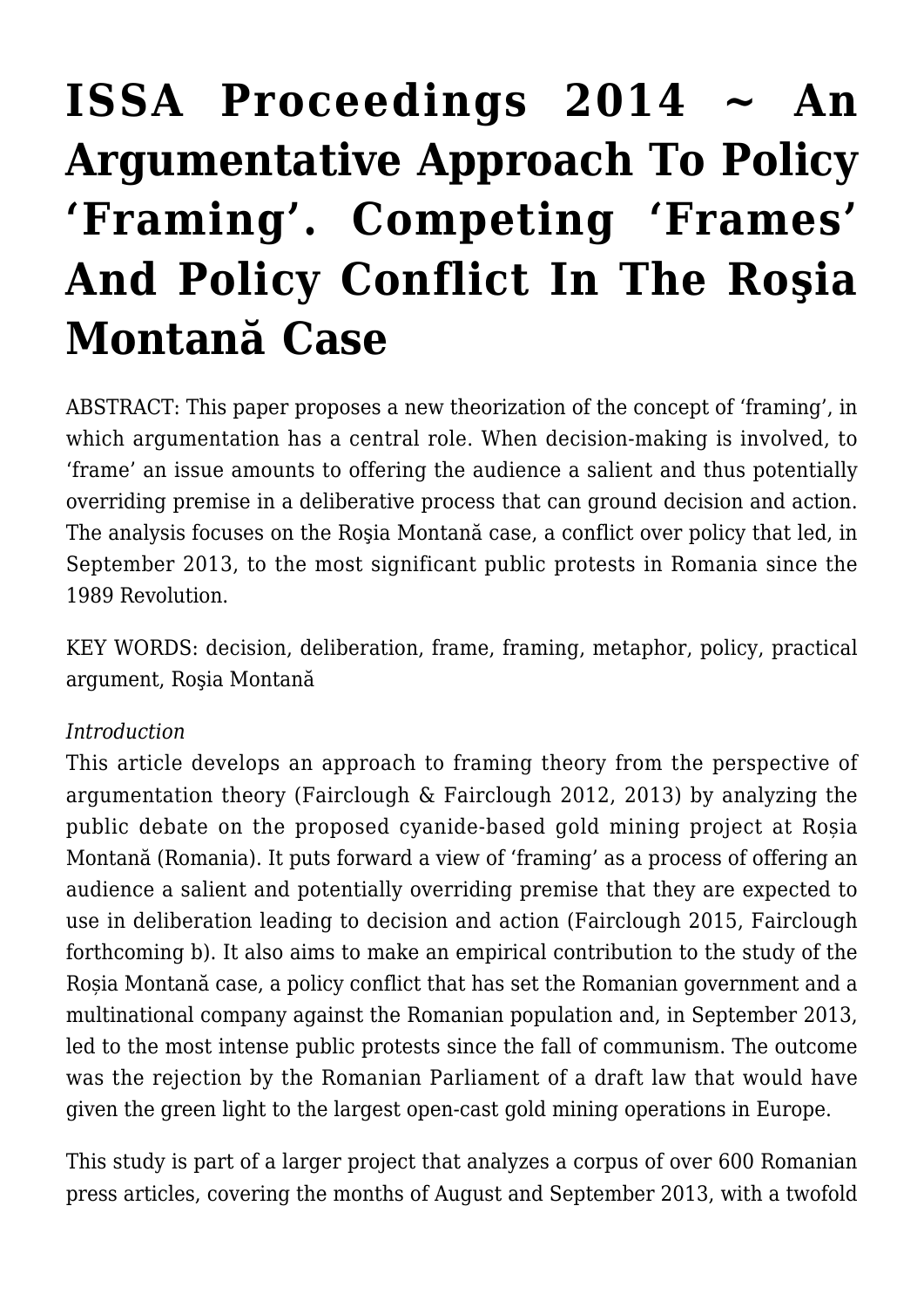# ISSA Proceedings 2014 ~ An Argumentative Approach To Policy 'Framing'. Competing 'Frames' And Policy Conflict In The Roşia Montană Case

ABSTRACT: This paper proposes a new theorization of the concept of 'framing', in which argumentation has a central role. When decision-making is involved, to 'frame' an issue amounts to offering the audience a salient and thus potentially overriding premise in a deliberative process that can ground decision and action. The analysis focuses on the Roşia Montană case, a conflict over policy that led, in September 2013, to the most significant public protests in Romania since the 1989 Revolution.

KEY WORDS: decision, deliberation, frame, framing, metaphor, policy, practical argument, Roşia Montană

*Introduction*

This article develops an approach to framing theory from the perspective of argumentation theory (Fairclough & Fairclough 2012, 2013) by analyzing the public debate on the proposed cyanide-based gold mining project at Roșia Montană (Romania). It puts forward a view of 'framing' as a process of offering an audience a salient and potentially overriding premise that they are expected to use in deliberation leading to decision and action (Fairclough 2015, Fairclough forthcoming b). It also aims to make an empirical contribution to the study of the Roșia Montană case, a policy conflict that has set the Romanian government and a multinational company against the Romanian population and, in September 2013, led to the most intense public protests since the fall of communism. The outcome was the rejection by the Romanian Parliament of a draft law that would have given the green light to the largest open-cast gold mining operations in Europe.

This study is part of a larger project that analyzes a corpus of over 600 Romanian press articles, covering the months of August and September 2013, with a twofold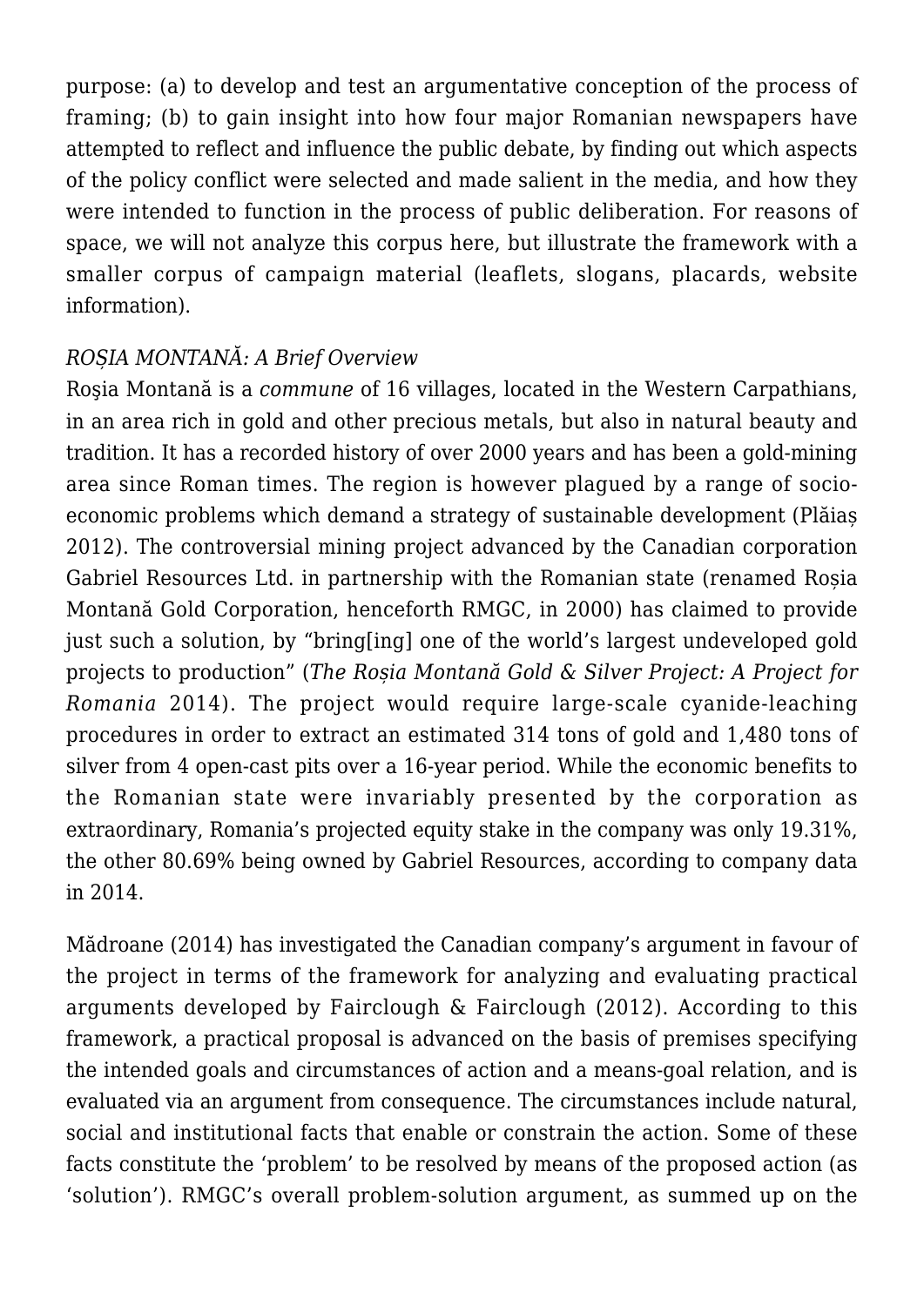purpose: (a) to develop and test an argumentative conception of the process of framing; (b) to gain insight into how four major Romanian newspapers have attempted to reflect and influence the public debate, by finding out which aspects of the policy conflict were selected and made salient in the media, and how they were intended to function in the process of public deliberation. For reasons of space, we will not analyze this corpus here, but illustrate the framework with a smaller corpus of campaign material (leaflets, slogans, placards, website information).

### *ROȘIA MONTANĂ: A Brief Overview*

Roşia Montană is a *commune* of 16 villages, located in the Western Carpathians, in an area rich in gold and other precious metals, but also in natural beauty and tradition. It has a recorded history of over 2000 years and has been a gold-mining area since Roman times. The region is however plagued by a range of socio-economic problems which demand a strategy of sustainable development (Plăiaș 2012). The controversial mining project advanced by the Canadian corporation Gabriel Resources Ltd. in partnership with the Romanian state (renamed Roșia Montană Gold Corporation, henceforth RMGC, in 2000) has claimed to provide just such a solution, by "bring[ing] one of the world's largest undeveloped gold projects to production" (*The Roșia Montană Gold & Silver Project: A Project for Romania* 2014). The project would require large-scale cyanide-leaching procedures in order to extract an estimated 314 tons of gold and 1,480 tons of silver from 4 open-cast pits over a 16-year period. While the economic benefits to the Romanian state were invariably presented by the corporation as extraordinary, Romania's projected equity stake in the company was only 19.31%, the other 80.69% being owned by Gabriel Resources, according to company data in 2014.

Mădroane (2014) has investigated the Canadian company's argument in favour of the project in terms of the framework for analyzing and evaluating practical arguments developed by Fairclough & Fairclough (2012). According to this framework, a practical proposal is advanced on the basis of premises specifying the intended goals and circumstances of action and a means-goal relation, and is evaluated via an argument from consequence. The circumstances include natural, social and institutional facts that enable or constrain the action. Some of these facts constitute the 'problem' to be resolved by means of the proposed action (as 'solution'). RMGC's overall problem-solution argument, as summed up on the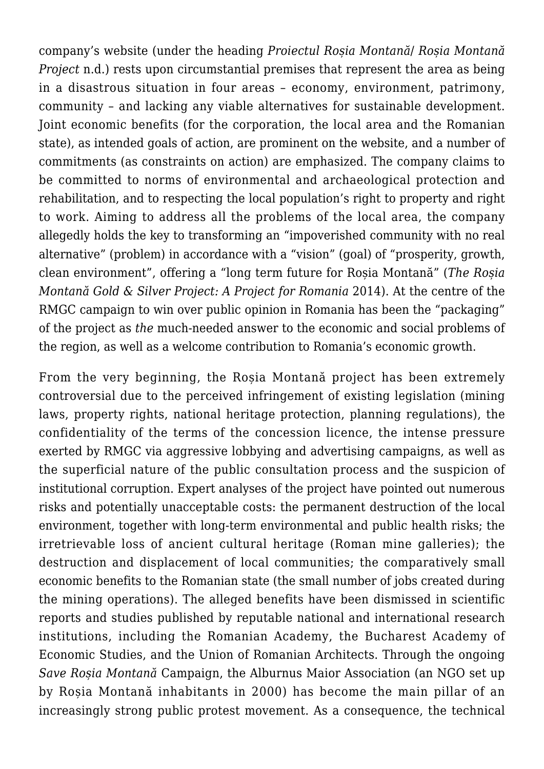company's website (under the heading *Proiectul Roșia Montană/ Roșia Montană Project* n.d.) rests upon circumstantial premises that represent the area as being in a disastrous situation in four areas – economy, environment, patrimony, community – and lacking any viable alternatives for sustainable development. Joint economic benefits (for the corporation, the local area and the Romanian state), as intended goals of action, are prominent on the website, and a number of commitments (as constraints on action) are emphasized. The company claims to be committed to norms of environmental and archaeological protection and rehabilitation, and to respecting the local population's right to property and right to work. Aiming to address all the problems of the local area, the company allegedly holds the key to transforming an "impoverished community with no real alternative" (problem) in accordance with a "vision" (goal) of "prosperity, growth, clean environment", offering a "long term future for Roșia Montană" (*The Roșia Montană Gold & Silver Project: A Project for Romania* 2014). At the centre of the RMGC campaign to win over public opinion in Romania has been the "packaging" of the project as *the* much-needed answer to the economic and social problems of the region, as well as a welcome contribution to Romania's economic growth.

From the very beginning, the Roșia Montană project has been extremely controversial due to the perceived infringement of existing legislation (mining laws, property rights, national heritage protection, planning regulations), the confidentiality of the terms of the concession licence, the intense pressure exerted by RMGC via aggressive lobbying and advertising campaigns, as well as the superficial nature of the public consultation process and the suspicion of institutional corruption. Expert analyses of the project have pointed out numerous risks and potentially unacceptable costs: the permanent destruction of the local environment, together with long-term environmental and public health risks; the irretrievable loss of ancient cultural heritage (Roman mine galleries); the destruction and displacement of local communities; the comparatively small economic benefits to the Romanian state (the small number of jobs created during the mining operations). The alleged benefits have been dismissed in scientific reports and studies published by reputable national and international research institutions, including the Romanian Academy, the Bucharest Academy of Economic Studies, and the Union of Romanian Architects. Through the ongoing *Save Roșia Montană* Campaign, the Alburnus Maior Association (an NGO set up by Roșia Montană inhabitants in 2000) has become the main pillar of an increasingly strong public protest movement. As a consequence, the technical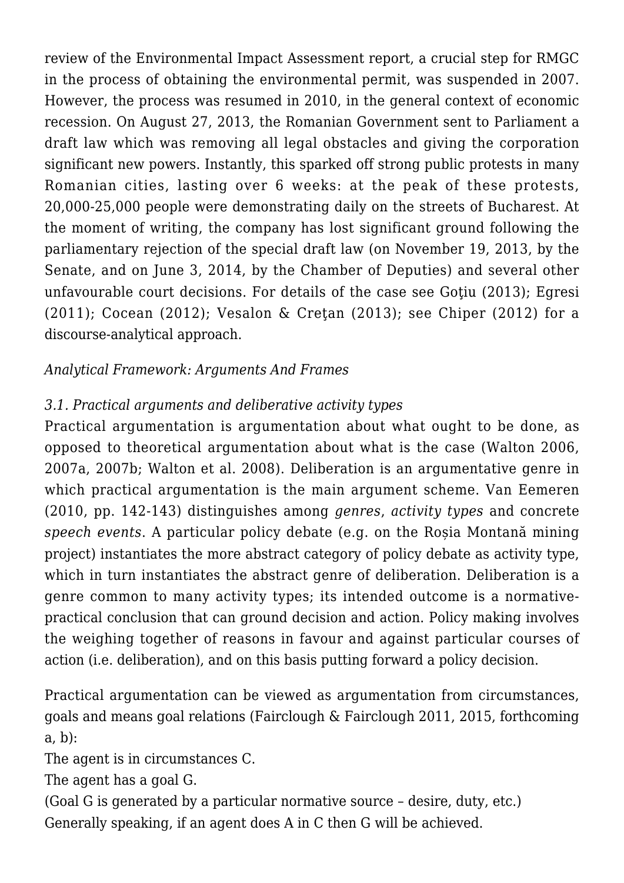review of the Environmental Impact Assessment report, a crucial step for RMGC in the process of obtaining the environmental permit, was suspended in 2007. However, the process was resumed in 2010, in the general context of economic recession. On August 27, 2013, the Romanian Government sent to Parliament a draft law which was removing all legal obstacles and giving the corporation significant new powers. Instantly, this sparked off strong public protests in many Romanian cities, lasting over 6 weeks: at the peak of these protests, 20,000-25,000 people were demonstrating daily on the streets of Bucharest. At the moment of writing, the company has lost significant ground following the parliamentary rejection of the special draft law (on November 19, 2013, by the Senate, and on June 3, 2014, by the Chamber of Deputies) and several other unfavourable court decisions. For details of the case see Goţiu (2013); Egresi (2011); Cocean (2012); Vesalon & Creţan (2013); see Chiper (2012) for a discourse-analytical approach.

## *Analytical Framework: Arguments And Frames*

### *3.1. Practical arguments and deliberative activity types*

Practical argumentation is argumentation about what ought to be done, as opposed to theoretical argumentation about what is the case (Walton 2006, 2007a, 2007b; Walton et al. 2008). Deliberation is an argumentative genre in which practical argumentation is the main argument scheme. Van Eemeren (2010, pp. 142-143) distinguishes among *genres*, *activity types* and concrete *speech events*. A particular policy debate (e.g. on the Roșia Montană mining project) instantiates the more abstract category of policy debate as activity type, which in turn instantiates the abstract genre of deliberation. Deliberation is a genre common to many activity types; its intended outcome is a normative-practical conclusion that can ground decision and action. Policy making involves the weighing together of reasons in favour and against particular courses of action (i.e. deliberation), and on this basis putting forward a policy decision.

Practical argumentation can be viewed as argumentation from circumstances, goals and means goal relations (Fairclough & Fairclough 2011, 2015, forthcoming a, b):

The agent is in circumstances C.
The agent has a goal G.
(Goal G is generated by a particular normative source – desire, duty, etc.)
Generally speaking, if an agent does A in C then G will be achieved.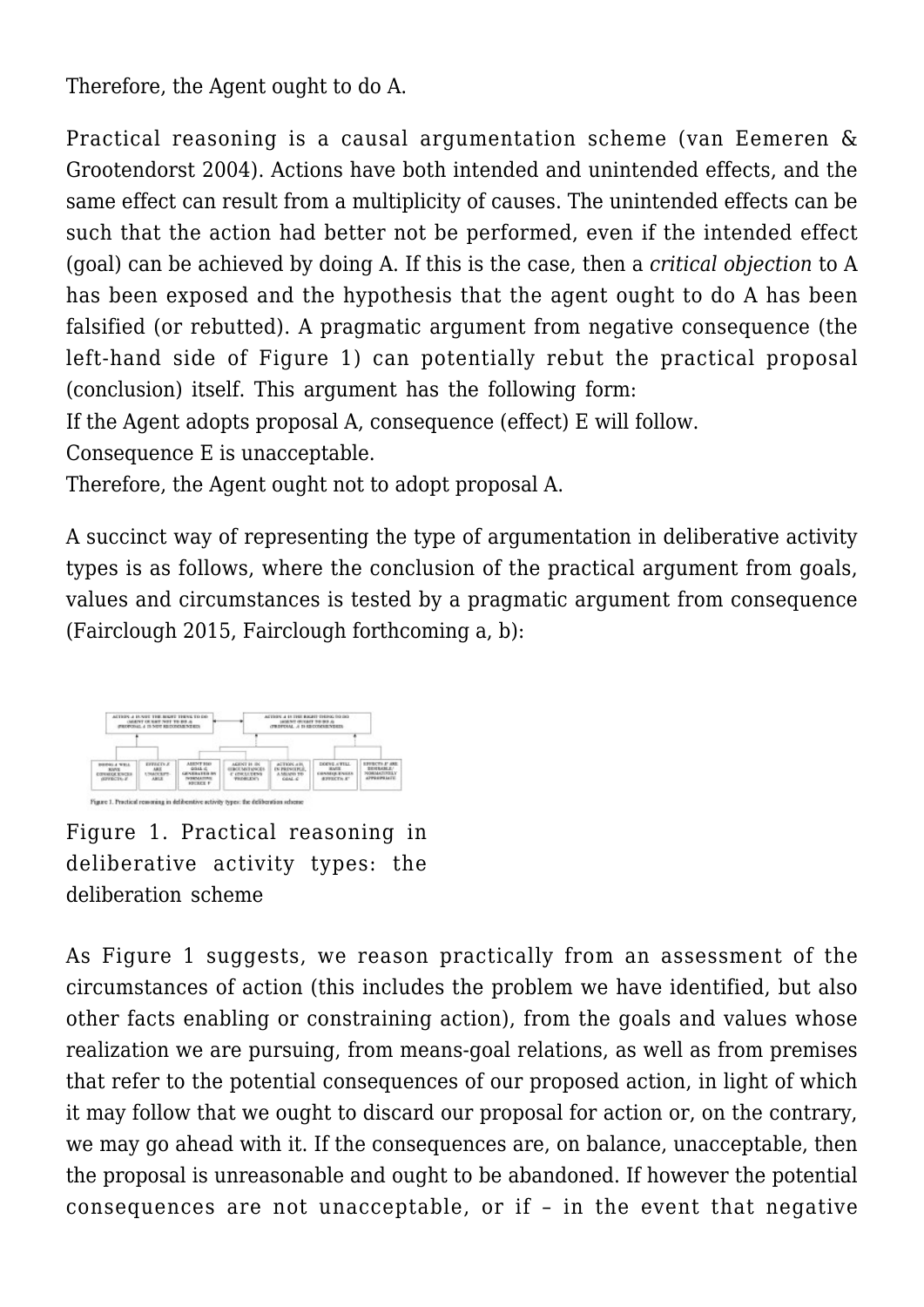Therefore, the Agent ought to do A.

Practical reasoning is a causal argumentation scheme (van Eemeren & Grootendorst 2004). Actions have both intended and unintended effects, and the same effect can result from a multiplicity of causes. The unintended effects can be such that the action had better not be performed, even if the intended effect (goal) can be achieved by doing A. If this is the case, then a *critical objection* to A has been exposed and the hypothesis that the agent ought to do A has been falsified (or rebutted). A pragmatic argument from negative consequence (the left-hand side of Figure 1) can potentially rebut the practical proposal (conclusion) itself. This argument has the following form:
If the Agent adopts proposal A, consequence (effect) E will follow.
Consequence E is unacceptable.
Therefore, the Agent ought not to adopt proposal A.

A succinct way of representing the type of argumentation in deliberative activity types is as follows, where the conclusion of the practical argument from goals, values and circumstances is tested by a pragmatic argument from consequence (Fairclough 2015, Fairclough forthcoming a, b):

Figure 1. Practical reasoning in deliberative activity types: the deliberation scheme

As Figure 1 suggests, we reason practically from an assessment of the circumstances of action (this includes the problem we have identified, but also other facts enabling or constraining action), from the goals and values whose realization we are pursuing, from means-goal relations, as well as from premises that refer to the potential consequences of our proposed action, in light of which it may follow that we ought to discard our proposal for action or, on the contrary, we may go ahead with it. If the consequences are, on balance, unacceptable, then the proposal is unreasonable and ought to be abandoned. If however the potential consequences are not unacceptable, or if – in the event that negative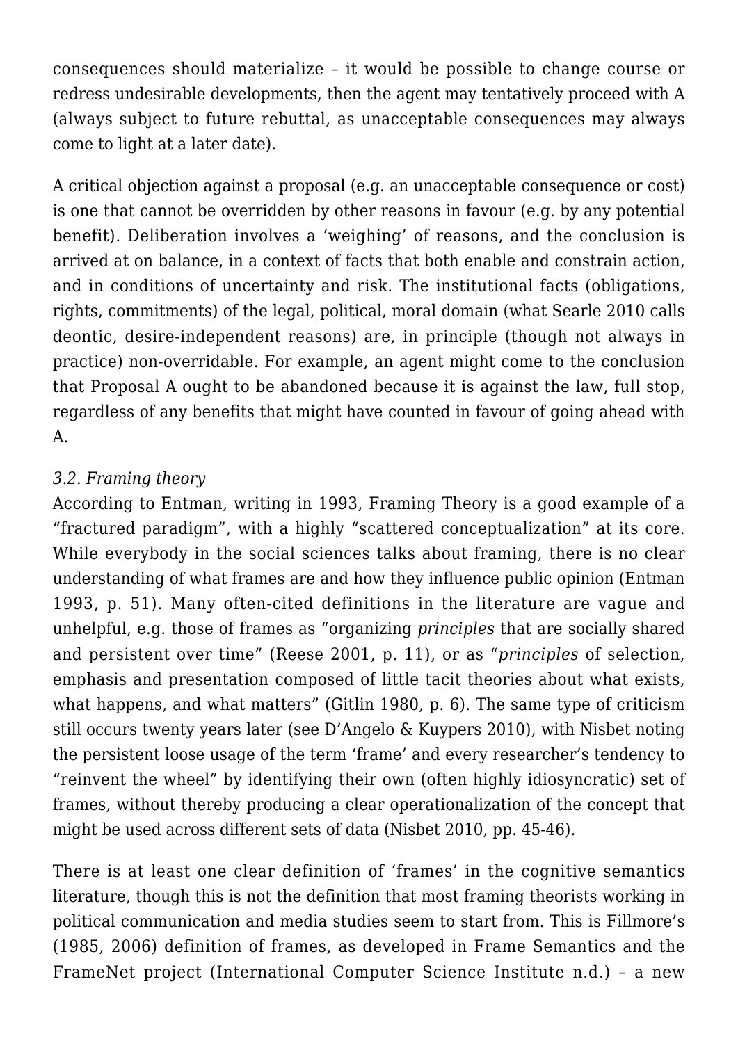consequences should materialize – it would be possible to change course or redress undesirable developments, then the agent may tentatively proceed with A (always subject to future rebuttal, as unacceptable consequences may always come to light at a later date).

A critical objection against a proposal (e.g. an unacceptable consequence or cost) is one that cannot be overridden by other reasons in favour (e.g. by any potential benefit). Deliberation involves a 'weighing' of reasons, and the conclusion is arrived at on balance, in a context of facts that both enable and constrain action, and in conditions of uncertainty and risk. The institutional facts (obligations, rights, commitments) of the legal, political, moral domain (what Searle 2010 calls deontic, desire-independent reasons) are, in principle (though not always in practice) non-overridable. For example, an agent might come to the conclusion that Proposal A ought to be abandoned because it is against the law, full stop, regardless of any benefits that might have counted in favour of going ahead with A.

### *3.2. Framing theory*

According to Entman, writing in 1993, Framing Theory is a good example of a "fractured paradigm", with a highly "scattered conceptualization" at its core. While everybody in the social sciences talks about framing, there is no clear understanding of what frames are and how they influence public opinion (Entman 1993, p. 51). Many often-cited definitions in the literature are vague and unhelpful, e.g. those of frames as "organizing *principles* that are socially shared and persistent over time" (Reese 2001, p. 11), or as "*principles* of selection, emphasis and presentation composed of little tacit theories about what exists, what happens, and what matters" (Gitlin 1980, p. 6). The same type of criticism still occurs twenty years later (see D'Angelo & Kuypers 2010), with Nisbet noting the persistent loose usage of the term 'frame' and every researcher's tendency to "reinvent the wheel" by identifying their own (often highly idiosyncratic) set of frames, without thereby producing a clear operationalization of the concept that might be used across different sets of data (Nisbet 2010, pp. 45-46).

There is at least one clear definition of 'frames' in the cognitive semantics literature, though this is not the definition that most framing theorists working in political communication and media studies seem to start from. This is Fillmore's (1985, 2006) definition of frames, as developed in Frame Semantics and the FrameNet project (International Computer Science Institute n.d.) – a new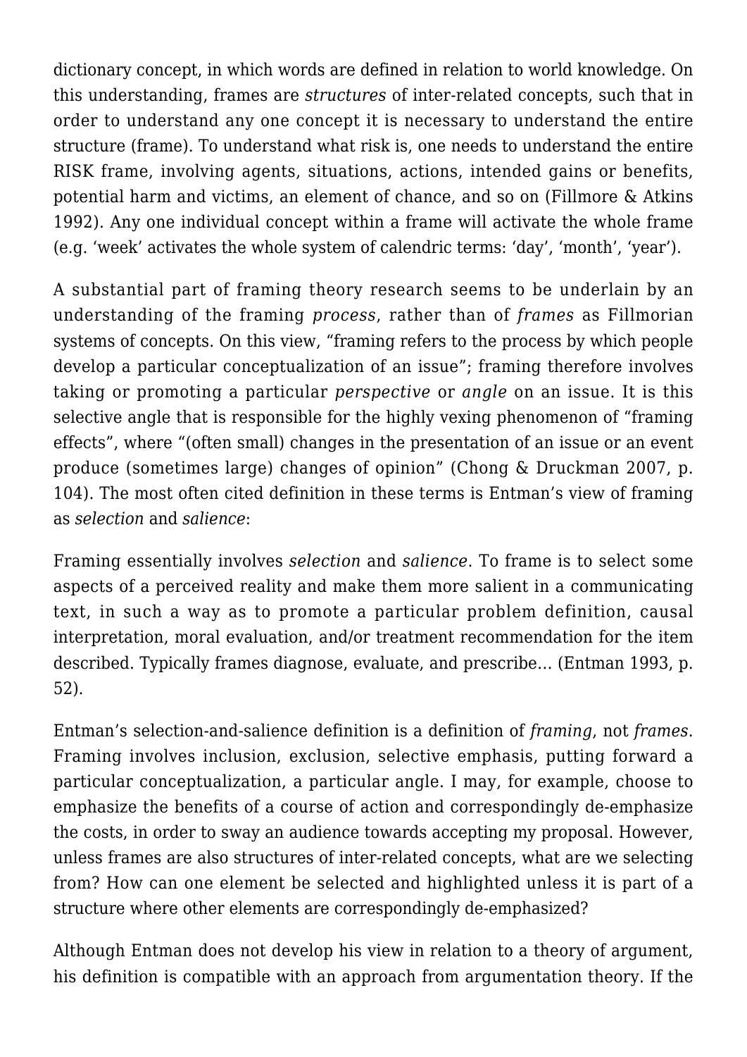dictionary concept, in which words are defined in relation to world knowledge. On this understanding, frames are *structures* of inter-related concepts, such that in order to understand any one concept it is necessary to understand the entire structure (frame). To understand what risk is, one needs to understand the entire RISK frame, involving agents, situations, actions, intended gains or benefits, potential harm and victims, an element of chance, and so on (Fillmore & Atkins 1992). Any one individual concept within a frame will activate the whole frame (e.g. 'week' activates the whole system of calendric terms: 'day', 'month', 'year').

A substantial part of framing theory research seems to be underlain by an understanding of the framing *process*, rather than of *frames* as Fillmorian systems of concepts. On this view, "framing refers to the process by which people develop a particular conceptualization of an issue"; framing therefore involves taking or promoting a particular *perspective* or *angle* on an issue. It is this selective angle that is responsible for the highly vexing phenomenon of "framing effects", where "(often small) changes in the presentation of an issue or an event produce (sometimes large) changes of opinion" (Chong & Druckman 2007, p. 104). The most often cited definition in these terms is Entman's view of framing as *selection* and *salience*:

Framing essentially involves *selection* and *salience.* To frame is to select some aspects of a perceived reality and make them more salient in a communicating text, in such a way as to promote a particular problem definition, causal interpretation, moral evaluation, and/or treatment recommendation for the item described. Typically frames diagnose, evaluate, and prescribe… (Entman 1993, p. 52).

Entman's selection-and-salience definition is a definition of *framing*, not *frames*. Framing involves inclusion, exclusion, selective emphasis, putting forward a particular conceptualization, a particular angle. I may, for example, choose to emphasize the benefits of a course of action and correspondingly de-emphasize the costs, in order to sway an audience towards accepting my proposal. However, unless frames are also structures of inter-related concepts, what are we selecting from? How can one element be selected and highlighted unless it is part of a structure where other elements are correspondingly de-emphasized?

Although Entman does not develop his view in relation to a theory of argument, his definition is compatible with an approach from argumentation theory. If the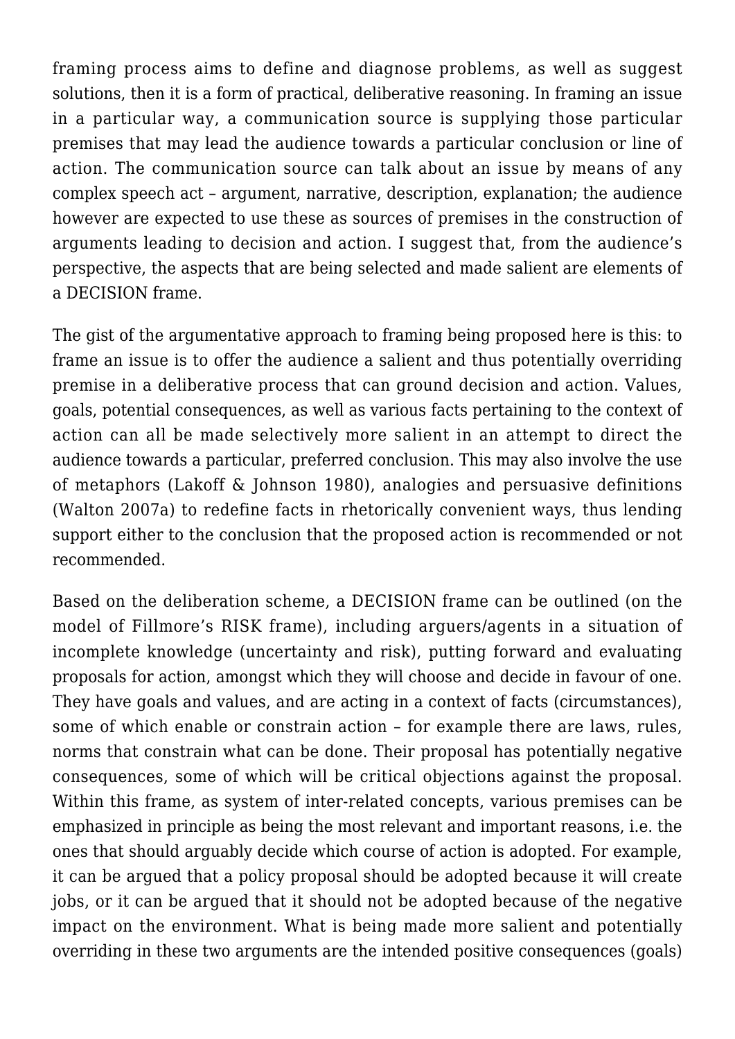framing process aims to define and diagnose problems, as well as suggest solutions, then it is a form of practical, deliberative reasoning. In framing an issue in a particular way, a communication source is supplying those particular premises that may lead the audience towards a particular conclusion or line of action. The communication source can talk about an issue by means of any complex speech act – argument, narrative, description, explanation; the audience however are expected to use these as sources of premises in the construction of arguments leading to decision and action. I suggest that, from the audience's perspective, the aspects that are being selected and made salient are elements of a DECISION frame.

The gist of the argumentative approach to framing being proposed here is this: to frame an issue is to offer the audience a salient and thus potentially overriding premise in a deliberative process that can ground decision and action. Values, goals, potential consequences, as well as various facts pertaining to the context of action can all be made selectively more salient in an attempt to direct the audience towards a particular, preferred conclusion. This may also involve the use of metaphors (Lakoff & Johnson 1980), analogies and persuasive definitions (Walton 2007a) to redefine facts in rhetorically convenient ways, thus lending support either to the conclusion that the proposed action is recommended or not recommended.

Based on the deliberation scheme, a DECISION frame can be outlined (on the model of Fillmore's RISK frame), including arguers/agents in a situation of incomplete knowledge (uncertainty and risk), putting forward and evaluating proposals for action, amongst which they will choose and decide in favour of one. They have goals and values, and are acting in a context of facts (circumstances), some of which enable or constrain action – for example there are laws, rules, norms that constrain what can be done. Their proposal has potentially negative consequences, some of which will be critical objections against the proposal. Within this frame, as system of inter-related concepts, various premises can be emphasized in principle as being the most relevant and important reasons, i.e. the ones that should arguably decide which course of action is adopted. For example, it can be argued that a policy proposal should be adopted because it will create jobs, or it can be argued that it should not be adopted because of the negative impact on the environment. What is being made more salient and potentially overriding in these two arguments are the intended positive consequences (goals)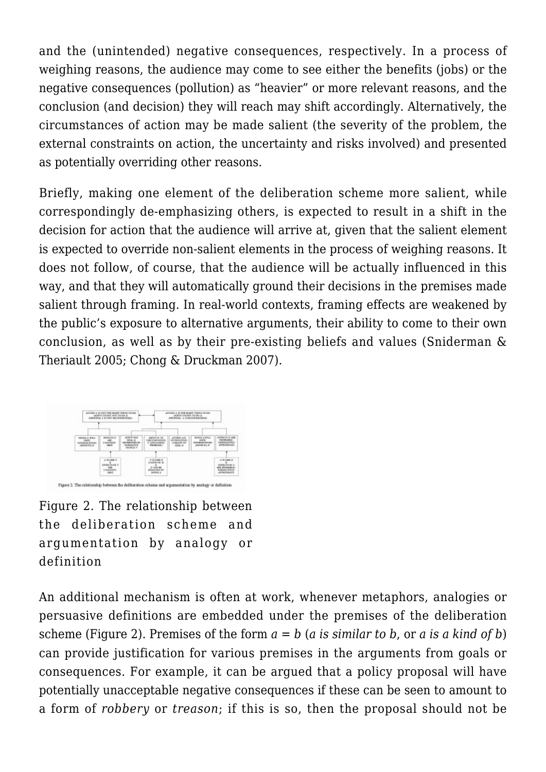and the (unintended) negative consequences, respectively. In a process of weighing reasons, the audience may come to see either the benefits (jobs) or the negative consequences (pollution) as "heavier" or more relevant reasons, and the conclusion (and decision) they will reach may shift accordingly. Alternatively, the circumstances of action may be made salient (the severity of the problem, the external constraints on action, the uncertainty and risks involved) and presented as potentially overriding other reasons.

Briefly, making one element of the deliberation scheme more salient, while correspondingly de-emphasizing others, is expected to result in a shift in the decision for action that the audience will arrive at, given that the salient element is expected to override non-salient elements in the process of weighing reasons. It does not follow, of course, that the audience will be actually influenced in this way, and that they will automatically ground their decisions in the premises made salient through framing. In real-world contexts, framing effects are weakened by the public's exposure to alternative arguments, their ability to come to their own conclusion, as well as by their pre-existing beliefs and values (Sniderman & Theriault 2005; Chong & Druckman 2007).

Figure 2. The relationship between the deliberation scheme and argumentation by analogy or definition

An additional mechanism is often at work, whenever metaphors, analogies or persuasive definitions are embedded under the premises of the deliberation scheme (Figure 2). Premises of the form *a = b* (*a is similar to b*, or *a is a kind of b*) can provide justification for various premises in the arguments from goals or consequences. For example, it can be argued that a policy proposal will have potentially unacceptable negative consequences if these can be seen to amount to a form of *robbery* or *treason*; if this is so, then the proposal should not be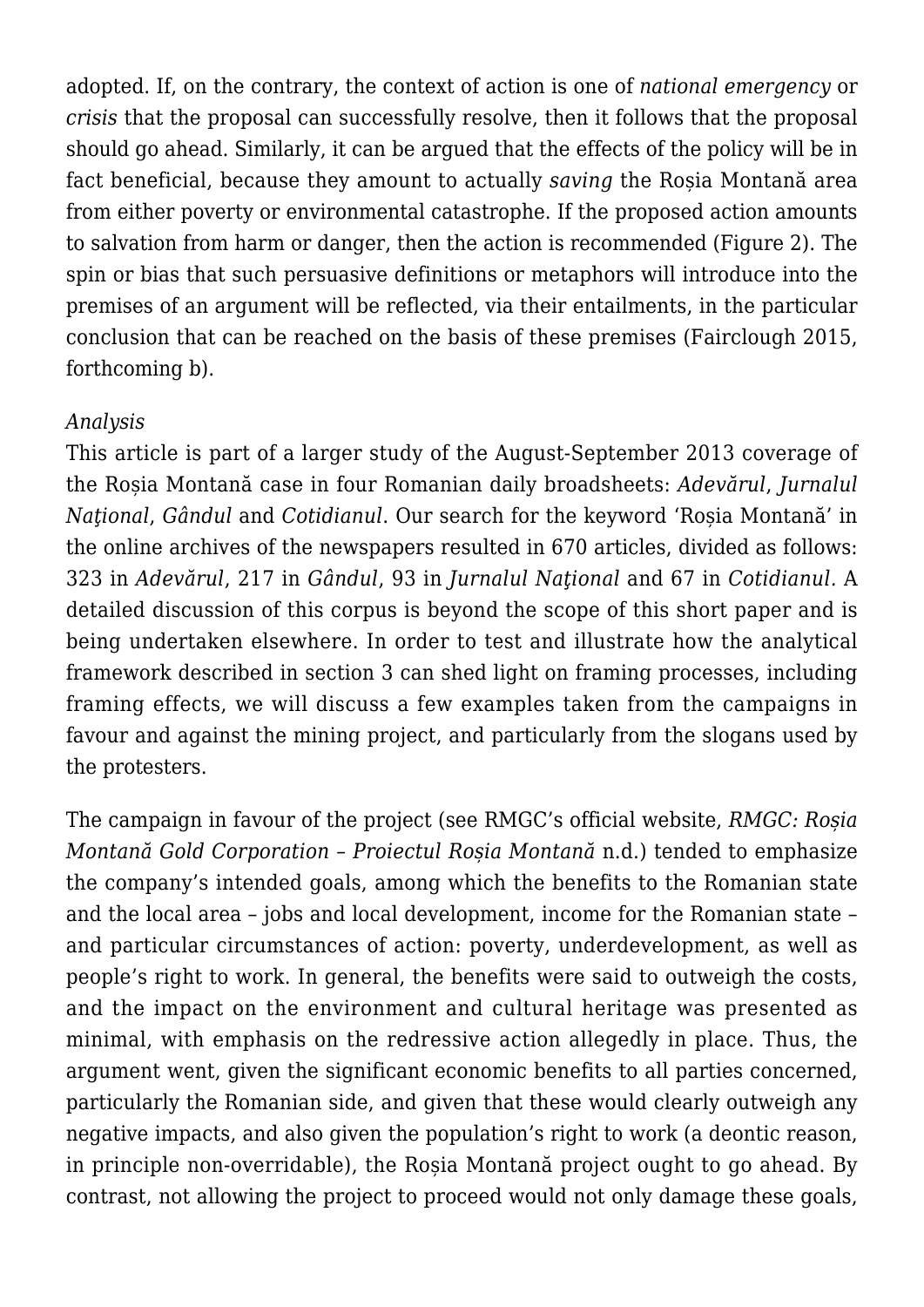adopted. If, on the contrary, the context of action is one of *national emergency* or *crisis* that the proposal can successfully resolve, then it follows that the proposal should go ahead. Similarly, it can be argued that the effects of the policy will be in fact beneficial, because they amount to actually *saving* the Roșia Montană area from either poverty or environmental catastrophe. If the proposed action amounts to salvation from harm or danger, then the action is recommended (Figure 2). The spin or bias that such persuasive definitions or metaphors will introduce into the premises of an argument will be reflected, via their entailments, in the particular conclusion that can be reached on the basis of these premises (Fairclough 2015, forthcoming b).

*Analysis*

This article is part of a larger study of the August-September 2013 coverage of the Roșia Montană case in four Romanian daily broadsheets: *Adevărul*, *Jurnalul Naţional*, *Gândul* and *Cotidianul*. Our search for the keyword 'Roșia Montană' in the online archives of the newspapers resulted in 670 articles, divided as follows: 323 in *Adevărul*, 217 in *Gândul*, 93 in *Jurnalul Naţional* and 67 in *Cotidianul.* A detailed discussion of this corpus is beyond the scope of this short paper and is being undertaken elsewhere. In order to test and illustrate how the analytical framework described in section 3 can shed light on framing processes, including framing effects, we will discuss a few examples taken from the campaigns in favour and against the mining project, and particularly from the slogans used by the protesters.

The campaign in favour of the project (see RMGC's official website, *RMGC: Roșia Montană Gold Corporation – Proiectul Roșia Montană* n.d.) tended to emphasize the company's intended goals, among which the benefits to the Romanian state and the local area – jobs and local development, income for the Romanian state – and particular circumstances of action: poverty, underdevelopment, as well as people's right to work. In general, the benefits were said to outweigh the costs, and the impact on the environment and cultural heritage was presented as minimal, with emphasis on the redressive action allegedly in place. Thus, the argument went, given the significant economic benefits to all parties concerned, particularly the Romanian side, and given that these would clearly outweigh any negative impacts, and also given the population's right to work (a deontic reason, in principle non-overridable), the Roșia Montană project ought to go ahead. By contrast, not allowing the project to proceed would not only damage these goals,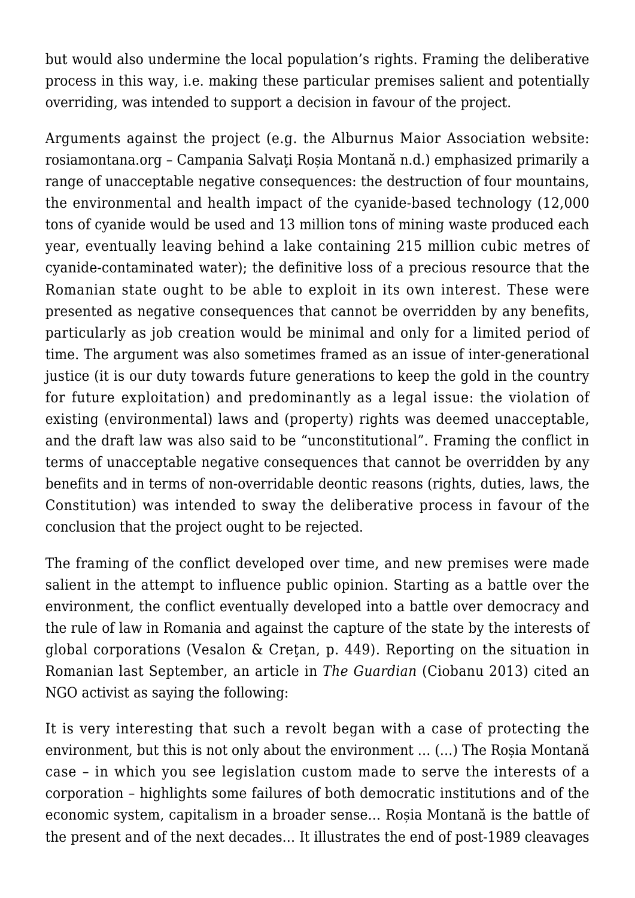but would also undermine the local population's rights. Framing the deliberative process in this way, i.e. making these particular premises salient and potentially overriding, was intended to support a decision in favour of the project.

Arguments against the project (e.g. the Alburnus Maior Association website: rosiamontana.org – Campania Salvaţi Roșia Montană n.d.) emphasized primarily a range of unacceptable negative consequences: the destruction of four mountains, the environmental and health impact of the cyanide-based technology (12,000 tons of cyanide would be used and 13 million tons of mining waste produced each year, eventually leaving behind a lake containing 215 million cubic metres of cyanide-contaminated water); the definitive loss of a precious resource that the Romanian state ought to be able to exploit in its own interest. These were presented as negative consequences that cannot be overridden by any benefits, particularly as job creation would be minimal and only for a limited period of time. The argument was also sometimes framed as an issue of inter-generational justice (it is our duty towards future generations to keep the gold in the country for future exploitation) and predominantly as a legal issue: the violation of existing (environmental) laws and (property) rights was deemed unacceptable, and the draft law was also said to be "unconstitutional". Framing the conflict in terms of unacceptable negative consequences that cannot be overridden by any benefits and in terms of non-overridable deontic reasons (rights, duties, laws, the Constitution) was intended to sway the deliberative process in favour of the conclusion that the project ought to be rejected.

The framing of the conflict developed over time, and new premises were made salient in the attempt to influence public opinion. Starting as a battle over the environment, the conflict eventually developed into a battle over democracy and the rule of law in Romania and against the capture of the state by the interests of global corporations (Vesalon & Creţan, p. 449). Reporting on the situation in Romanian last September, an article in *The Guardian* (Ciobanu 2013) cited an NGO activist as saying the following:

It is very interesting that such a revolt began with a case of protecting the environment, but this is not only about the environment … (…) The Roșia Montană case – in which you see legislation custom made to serve the interests of a corporation – highlights some failures of both democratic institutions and of the economic system, capitalism in a broader sense… Roșia Montană is the battle of the present and of the next decades… It illustrates the end of post-1989 cleavages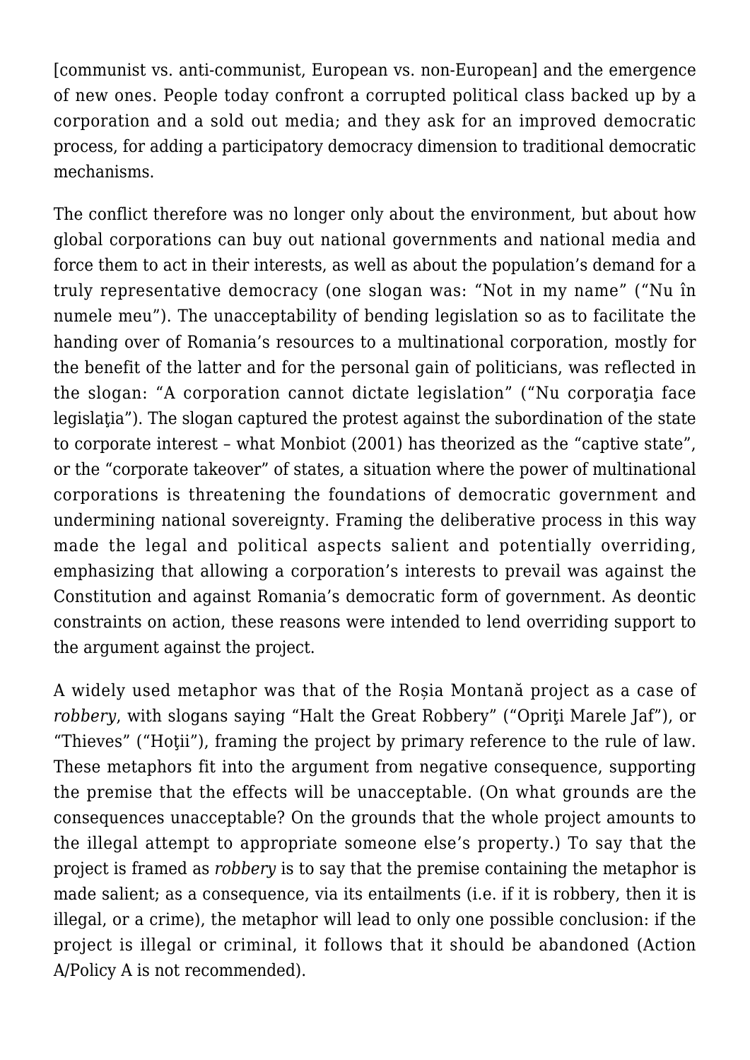[communist vs. anti-communist, European vs. non-European] and the emergence of new ones. People today confront a corrupted political class backed up by a corporation and a sold out media; and they ask for an improved democratic process, for adding a participatory democracy dimension to traditional democratic mechanisms.

The conflict therefore was no longer only about the environment, but about how global corporations can buy out national governments and national media and force them to act in their interests, as well as about the population's demand for a truly representative democracy (one slogan was: "Not in my name" ("Nu în numele meu"). The unacceptability of bending legislation so as to facilitate the handing over of Romania's resources to a multinational corporation, mostly for the benefit of the latter and for the personal gain of politicians, was reflected in the slogan: "A corporation cannot dictate legislation" ("Nu corporaţia face legislaţia"). The slogan captured the protest against the subordination of the state to corporate interest – what Monbiot (2001) has theorized as the "captive state", or the "corporate takeover" of states, a situation where the power of multinational corporations is threatening the foundations of democratic government and undermining national sovereignty. Framing the deliberative process in this way made the legal and political aspects salient and potentially overriding, emphasizing that allowing a corporation's interests to prevail was against the Constitution and against Romania's democratic form of government. As deontic constraints on action, these reasons were intended to lend overriding support to the argument against the project.

A widely used metaphor was that of the Roșia Montană project as a case of *robbery*, with slogans saying "Halt the Great Robbery" ("Opriţi Marele Jaf"), or "Thieves" ("Hoţii"), framing the project by primary reference to the rule of law. These metaphors fit into the argument from negative consequence, supporting the premise that the effects will be unacceptable. (On what grounds are the consequences unacceptable? On the grounds that the whole project amounts to the illegal attempt to appropriate someone else's property.) To say that the project is framed as *robbery* is to say that the premise containing the metaphor is made salient; as a consequence, via its entailments (i.e. if it is robbery, then it is illegal, or a crime), the metaphor will lead to only one possible conclusion: if the project is illegal or criminal, it follows that it should be abandoned (Action A/Policy A is not recommended).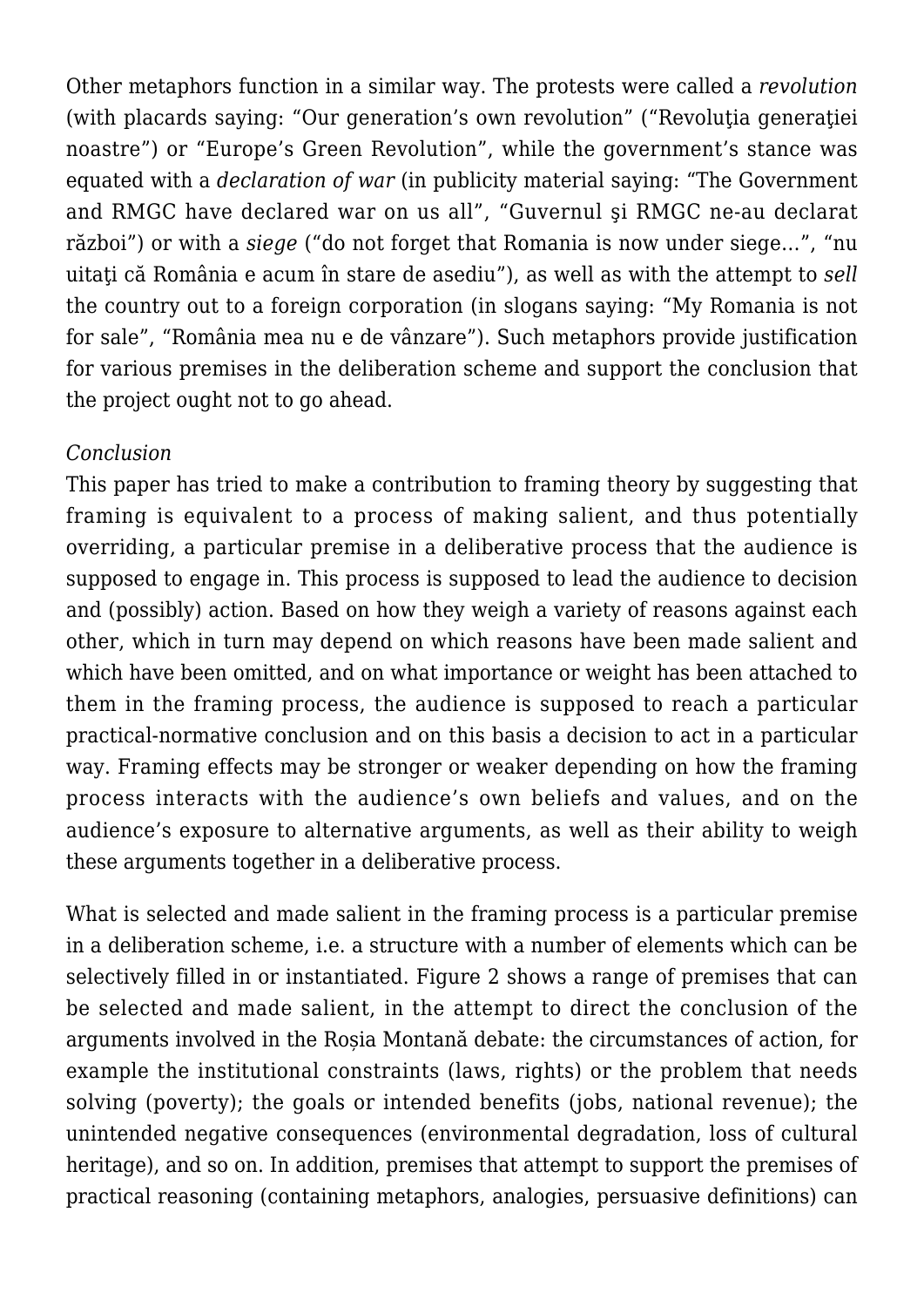Other metaphors function in a similar way. The protests were called a *revolution* (with placards saying: "Our generation's own revolution" ("Revoluţia generaţiei noastre") or "Europe's Green Revolution", while the government's stance was equated with a *declaration of war* (in publicity material saying: "The Government and RMGC have declared war on us all", "Guvernul şi RMGC ne-au declarat război") or with a *siege* ("do not forget that Romania is now under siege…", "nu uitaţi că România e acum în stare de asediu"), as well as with the attempt to *sell* the country out to a foreign corporation (in slogans saying: "My Romania is not for sale", "România mea nu e de vânzare"). Such metaphors provide justification for various premises in the deliberation scheme and support the conclusion that the project ought not to go ahead.

*Conclusion*

This paper has tried to make a contribution to framing theory by suggesting that framing is equivalent to a process of making salient, and thus potentially overriding, a particular premise in a deliberative process that the audience is supposed to engage in. This process is supposed to lead the audience to decision and (possibly) action. Based on how they weigh a variety of reasons against each other, which in turn may depend on which reasons have been made salient and which have been omitted, and on what importance or weight has been attached to them in the framing process, the audience is supposed to reach a particular practical-normative conclusion and on this basis a decision to act in a particular way. Framing effects may be stronger or weaker depending on how the framing process interacts with the audience's own beliefs and values, and on the audience's exposure to alternative arguments, as well as their ability to weigh these arguments together in a deliberative process.

What is selected and made salient in the framing process is a particular premise in a deliberation scheme, i.e. a structure with a number of elements which can be selectively filled in or instantiated. Figure 2 shows a range of premises that can be selected and made salient, in the attempt to direct the conclusion of the arguments involved in the Roșia Montană debate: the circumstances of action, for example the institutional constraints (laws, rights) or the problem that needs solving (poverty); the goals or intended benefits (jobs, national revenue); the unintended negative consequences (environmental degradation, loss of cultural heritage), and so on. In addition, premises that attempt to support the premises of practical reasoning (containing metaphors, analogies, persuasive definitions) can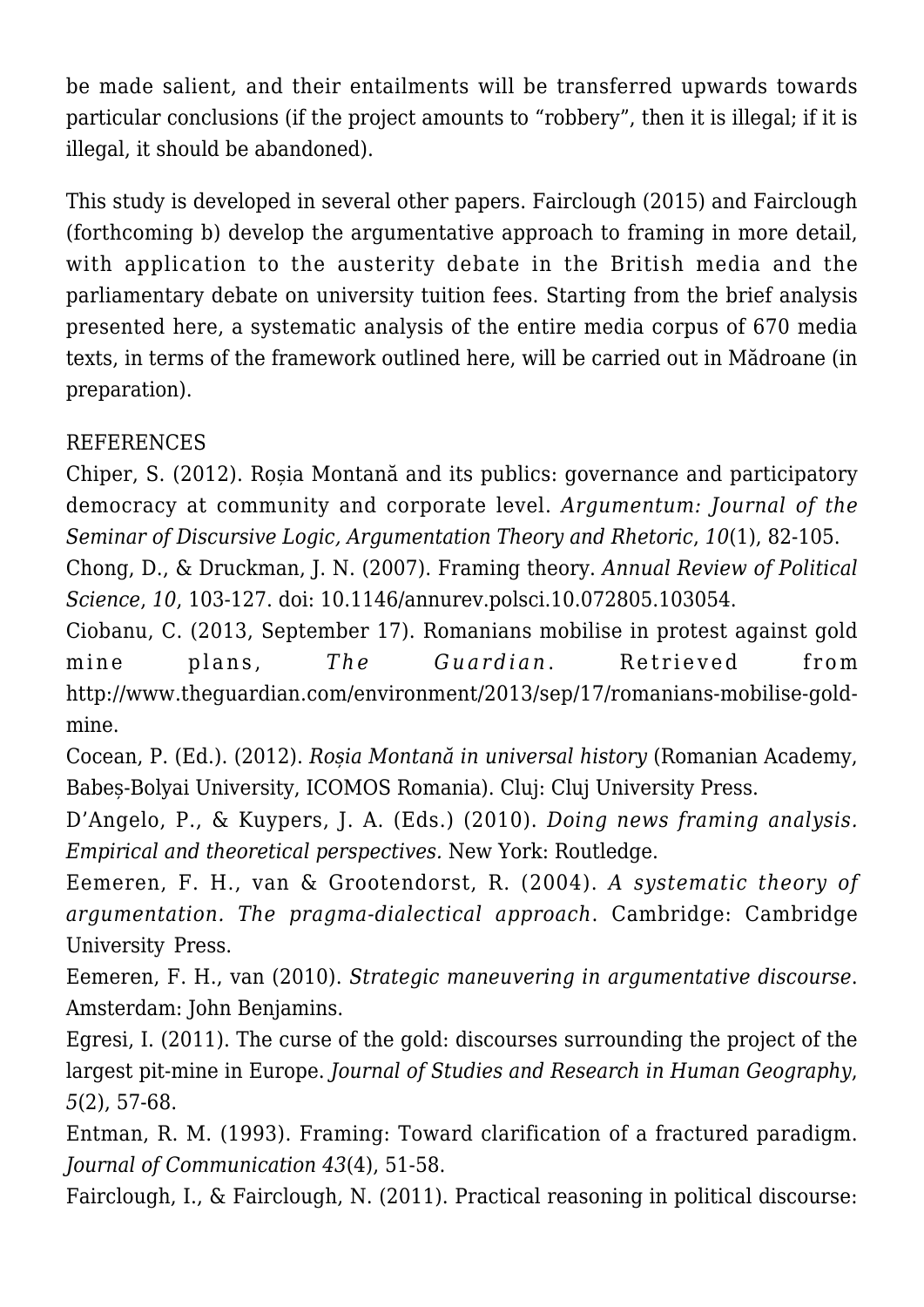be made salient, and their entailments will be transferred upwards towards particular conclusions (if the project amounts to "robbery", then it is illegal; if it is illegal, it should be abandoned).

This study is developed in several other papers. Fairclough (2015) and Fairclough (forthcoming b) develop the argumentative approach to framing in more detail, with application to the austerity debate in the British media and the parliamentary debate on university tuition fees. Starting from the brief analysis presented here, a systematic analysis of the entire media corpus of 670 media texts, in terms of the framework outlined here, will be carried out in Mădroane (in preparation).

REFERENCES

Chiper, S. (2012). Roșia Montană and its publics: governance and participatory democracy at community and corporate level. *Argumentum: Journal of the Seminar of Discursive Logic, Argumentation Theory and Rhetoric*, *10*(1), 82-105.

Chong, D., & Druckman, J. N. (2007). Framing theory. *Annual Review of Political Science*, *10*, 103-127. doi: 10.1146/annurev.polsci.10.072805.103054.

Ciobanu, C. (2013, September 17). Romanians mobilise in protest against gold mine plans, *The Guardian*. Retrieved from http://www.theguardian.com/environment/2013/sep/17/romanians-mobilise-gold-mine.

Cocean, P. (Ed.). (2012). *Roșia Montană in universal history* (Romanian Academy, Babeș-Bolyai University, ICOMOS Romania). Cluj: Cluj University Press.

D'Angelo, P., & Kuypers, J. A. (Eds.) (2010). *Doing news framing analysis. Empirical and theoretical perspectives.* New York: Routledge.

Eemeren, F. H., van & Grootendorst, R. (2004). *A systematic theory of argumentation. The pragma-dialectical approach*. Cambridge: Cambridge University Press.

Eemeren, F. H., van (2010). *Strategic maneuvering in argumentative discourse*. Amsterdam: John Benjamins.

Egresi, I. (2011). The curse of the gold: discourses surrounding the project of the largest pit-mine in Europe. *Journal of Studies and Research in Human Geography*, *5*(2), 57-68.

Entman, R. M. (1993). Framing: Toward clarification of a fractured paradigm. *Journal of Communication 43*(4), 51-58.

Fairclough, I., & Fairclough, N. (2011). Practical reasoning in political discourse: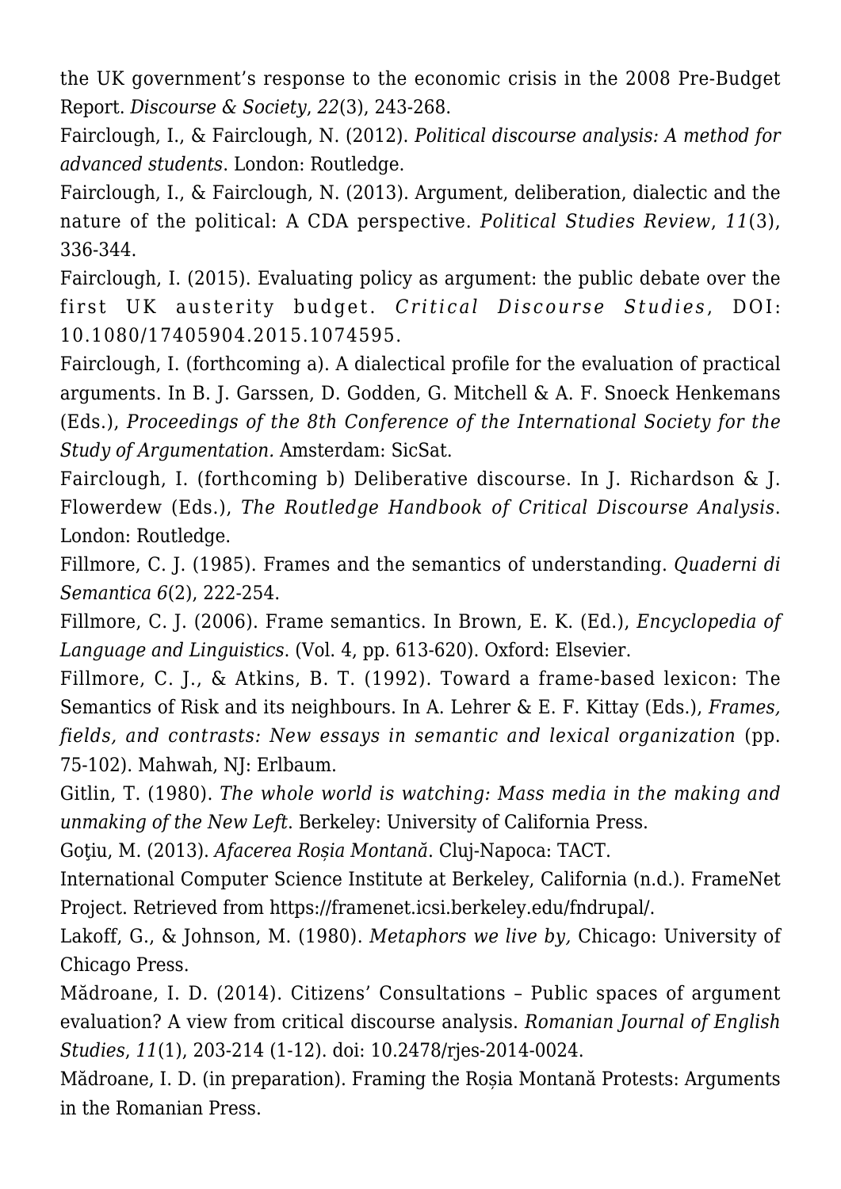the UK government's response to the economic crisis in the 2008 Pre-Budget Report. *Discourse & Society*, *22*(3), 243-268.

Fairclough, I., & Fairclough, N. (2012). *Political discourse analysis: A method for advanced students*. London: Routledge.

Fairclough, I., & Fairclough, N. (2013). Argument, deliberation, dialectic and the nature of the political: A CDA perspective. *Political Studies Review*, *11*(3), 336-344.

Fairclough, I. (2015). Evaluating policy as argument: the public debate over the first UK austerity budget. *Critical Discourse Studies*, DOI: 10.1080/17405904.2015.1074595.

Fairclough, I. (forthcoming a). A dialectical profile for the evaluation of practical arguments. In B. J. Garssen, D. Godden, G. Mitchell & A. F. Snoeck Henkemans (Eds.), *Proceedings of the 8th Conference of the International Society for the Study of Argumentation.* Amsterdam: SicSat.

Fairclough, I. (forthcoming b) Deliberative discourse. In J. Richardson & J. Flowerdew (Eds.), *The Routledge Handbook of Critical Discourse Analysis*. London: Routledge.

Fillmore, C. J. (1985). Frames and the semantics of understanding. *Quaderni di Semantica 6*(2), 222-254.

Fillmore, C. J. (2006). Frame semantics. In Brown, E. K. (Ed.), *Encyclopedia of Language and Linguistics*. (Vol. 4, pp. 613-620). Oxford: Elsevier.

Fillmore, C. J., & Atkins, B. T. (1992). Toward a frame-based lexicon: The Semantics of Risk and its neighbours. In A. Lehrer & E. F. Kittay (Eds.), *Frames, fields, and contrasts: New essays in semantic and lexical organization* (pp. 75-102). Mahwah, NJ: Erlbaum.

Gitlin, T. (1980). *The whole world is watching: Mass media in the making and unmaking of the New Left*. Berkeley: University of California Press.

Goţiu, M. (2013). *Afacerea Roșia Montană*. Cluj-Napoca: TACT.

International Computer Science Institute at Berkeley, California (n.d.). FrameNet Project. Retrieved from https://framenet.icsi.berkeley.edu/fndrupal/.

Lakoff, G., & Johnson, M. (1980). *Metaphors we live by,* Chicago: University of Chicago Press.

Mădroane, I. D. (2014). Citizens' Consultations – Public spaces of argument evaluation? A view from critical discourse analysis. *Romanian Journal of English Studies*, *11*(1), 203-214 (1-12). doi: 10.2478/rjes-2014-0024.

Mădroane, I. D. (in preparation). Framing the Roșia Montană Protests: Arguments in the Romanian Press.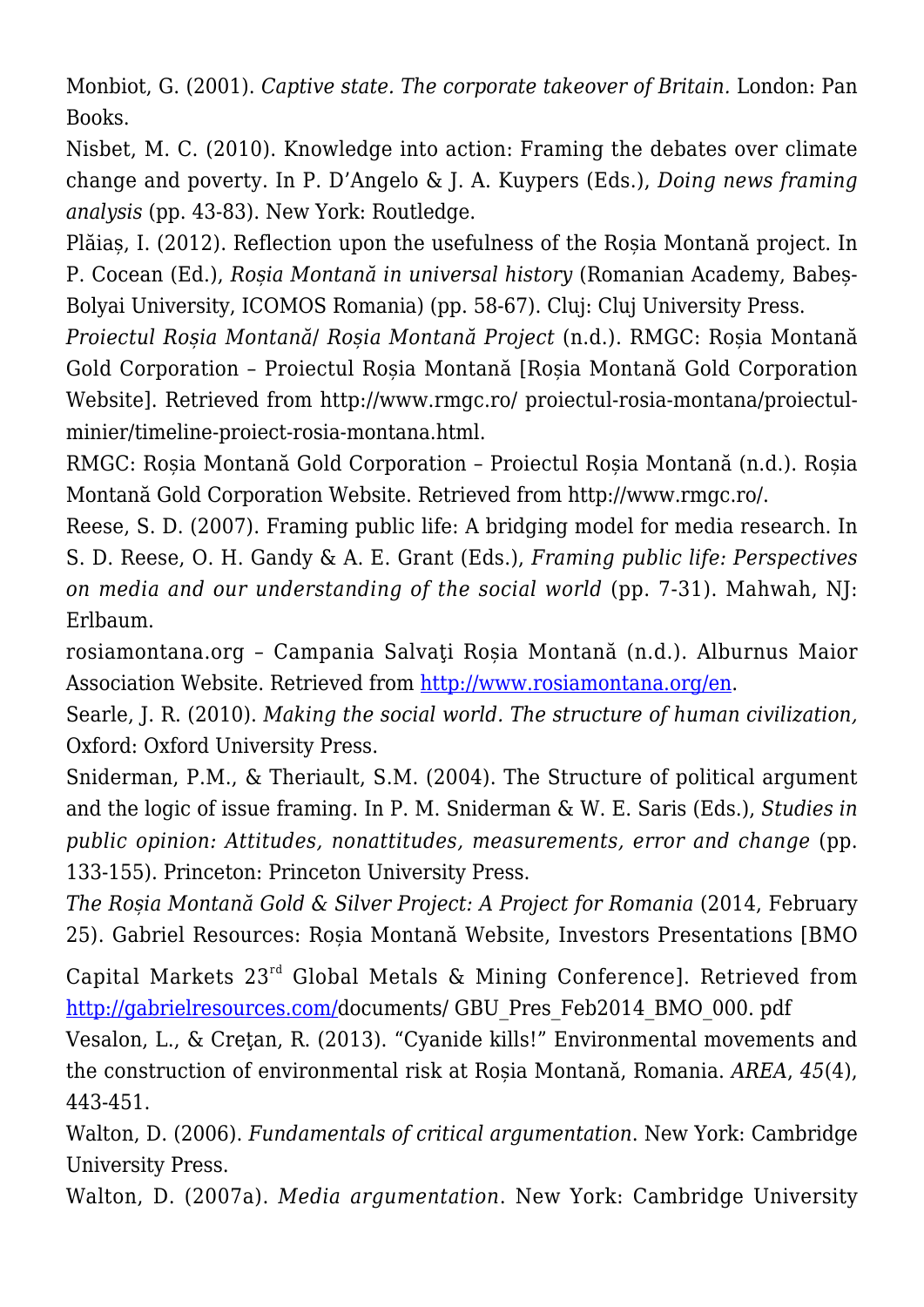Monbiot, G. (2001). *Captive state. The corporate takeover of Britain.* London: Pan Books.

Nisbet, M. C. (2010). Knowledge into action: Framing the debates over climate change and poverty. In P. D'Angelo & J. A. Kuypers (Eds.), *Doing news framing analysis* (pp. 43-83). New York: Routledge.

Plăiaș, I. (2012). Reflection upon the usefulness of the Roșia Montană project. In P. Cocean (Ed.), *Roșia Montană in universal history* (Romanian Academy, Babeș-Bolyai University, ICOMOS Romania) (pp. 58-67). Cluj: Cluj University Press.

*Proiectul Roșia Montană/ Roșia Montană Project* (n.d.). RMGC: Roșia Montană Gold Corporation – Proiectul Roșia Montană [Roșia Montană Gold Corporation Website]. Retrieved from http://www.rmgc.ro/ proiectul-rosia-montana/proiectul-minier/timeline-proiect-rosia-montana.html.

RMGC: Roșia Montană Gold Corporation – Proiectul Roșia Montană (n.d.). Roșia Montană Gold Corporation Website. Retrieved from http://www.rmgc.ro/.

Reese, S. D. (2007). Framing public life: A bridging model for media research. In S. D. Reese, O. H. Gandy & A. E. Grant (Eds.), *Framing public life: Perspectives on media and our understanding of the social world* (pp. 7-31). Mahwah, NJ: Erlbaum.

rosiamontana.org – Campania Salvaţi Roșia Montană (n.d.). Alburnus Maior Association Website. Retrieved from http://www.rosiamontana.org/en.

Searle, J. R. (2010). *Making the social world. The structure of human civilization,* Oxford: Oxford University Press.

Sniderman, P.M., & Theriault, S.M. (2004). The Structure of political argument and the logic of issue framing. In P. M. Sniderman & W. E. Saris (Eds.), *Studies in public opinion: Attitudes, nonattitudes, measurements, error and change* (pp. 133-155). Princeton: Princeton University Press.

*The Roșia Montană Gold & Silver Project: A Project for Romania* (2014, February 25). Gabriel Resources: Roșia Montană Website, Investors Presentations [BMO Capital Markets 23rd Global Metals & Mining Conference]. Retrieved from http://gabrielresources.com/documents/ GBU_Pres_Feb2014_BMO_000. pdf

Vesalon, L., & Creţan, R. (2013). "Cyanide kills!" Environmental movements and the construction of environmental risk at Roșia Montană, Romania. *AREA*, *45*(4), 443-451.

Walton, D. (2006). *Fundamentals of critical argumentation*. New York: Cambridge University Press.

Walton, D. (2007a). *Media argumentation*. New York: Cambridge University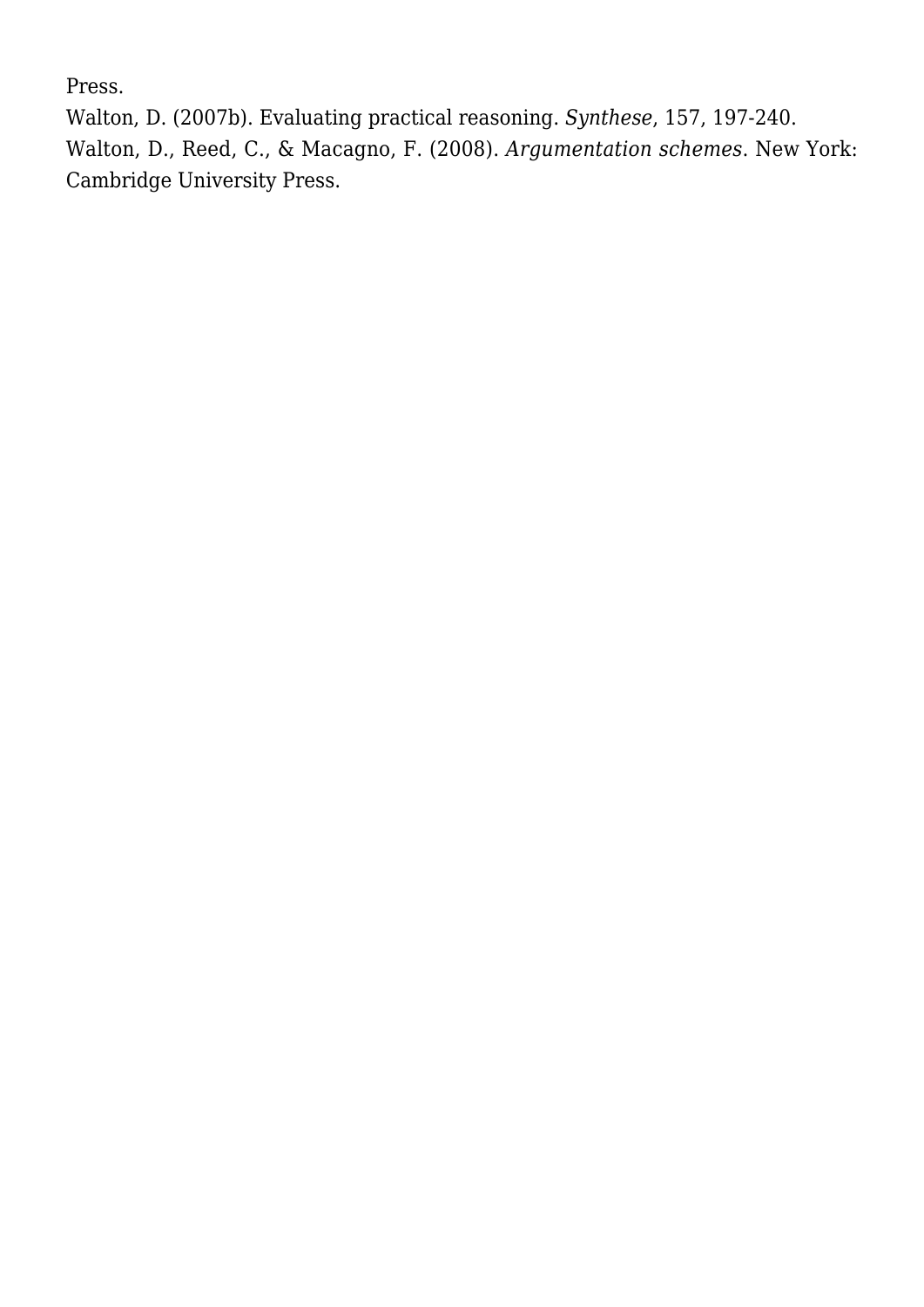Press.

Walton, D. (2007b). Evaluating practical reasoning. *Synthese*, 157, 197-240.

Walton, D., Reed, C., & Macagno, F. (2008). *Argumentation schemes*. New York: Cambridge University Press.